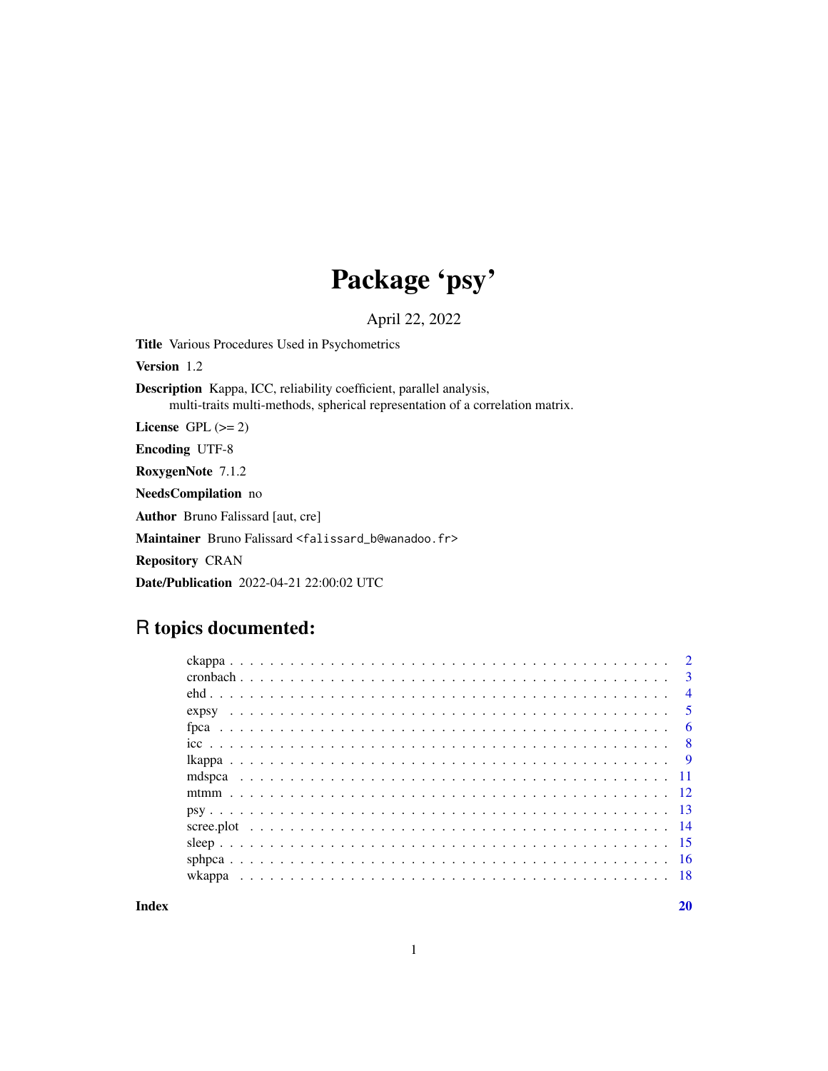# Package 'psy'

April 22, 2022

**Title** Various Procedures Used in Psychometrics

**Version** 1.2

**Description** Kappa, ICC, reliability coefficient, parallel analysis, multi-traits multi-methods, spherical representation of a correlation matrix.

**License** GPL (>= 2)

**Encoding** UTF-8

**RoxygenNote** 7.1.2

**NeedsCompilation** no

**Author** Bruno Falissard [aut, cre]

**Maintainer** Bruno Falissard <falissard_b@wanadoo.fr>

**Repository** CRAN

**Date/Publication** 2022-04-21 22:00:02 UTC

## R topics documented:

- ckappa . . . . . . . . . . 2
- cronbach . . . . . . . . . . 3
- ehd . . . . . . . . . . 4
- expsy . . . . . . . . . . 5
- fpca . . . . . . . . . . 6
- icc . . . . . . . . . . 8
- lkappa . . . . . . . . . . 9
- mdspca . . . . . . . . . . 11
- mtmm . . . . . . . . . . 12
- psy . . . . . . . . . . 13
- scree.plot . . . . . . . . . . 14
- sleep . . . . . . . . . . 15
- sphpca . . . . . . . . . . 16
- wkappa . . . . . . . . . . 18

**Index** **20**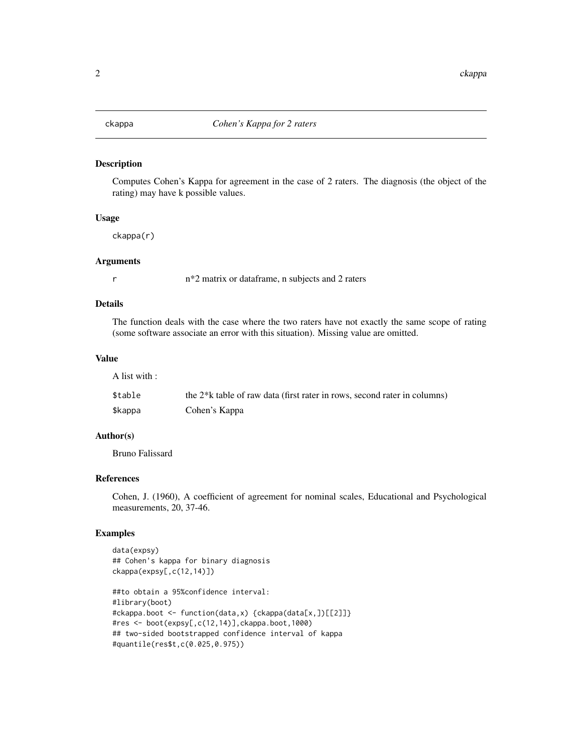ckappa *Cohen's Kappa for 2 raters*

### Description

Computes Cohen's Kappa for agreement in the case of 2 raters. The diagnosis (the object of the rating) may have k possible values.

### Usage

```
ckappa(r)
```

### Arguments

| | |
|---|---|
| r | n*2 matrix or dataframe, n subjects and 2 raters |

### Details

The function deals with the case where the two raters have not exactly the same scope of rating (some software associate an error with this situation). Missing value are omitted.

### Value

A list with :

| | |
|---|---|
| $table | the 2*k table of raw data (first rater in rows, second rater in columns) |
| $kappa | Cohen's Kappa |

### Author(s)

Bruno Falissard

### References

Cohen, J. (1960), A coefficient of agreement for nominal scales, Educational and Psychological measurements, 20, 37-46.

### Examples

```
data(expsy)
## Cohen's kappa for binary diagnosis
ckappa(expsy[,c(12,14)])

##to obtain a 95%confidence interval:
#library(boot)
#ckappa.boot <- function(data,x) {ckappa(data[x,])[[2]]}
#res <- boot(expsy[,c(12,14)],ckappa.boot,1000)
## two-sided bootstrapped confidence interval of kappa
#quantile(res$t,c(0.025,0.975))
```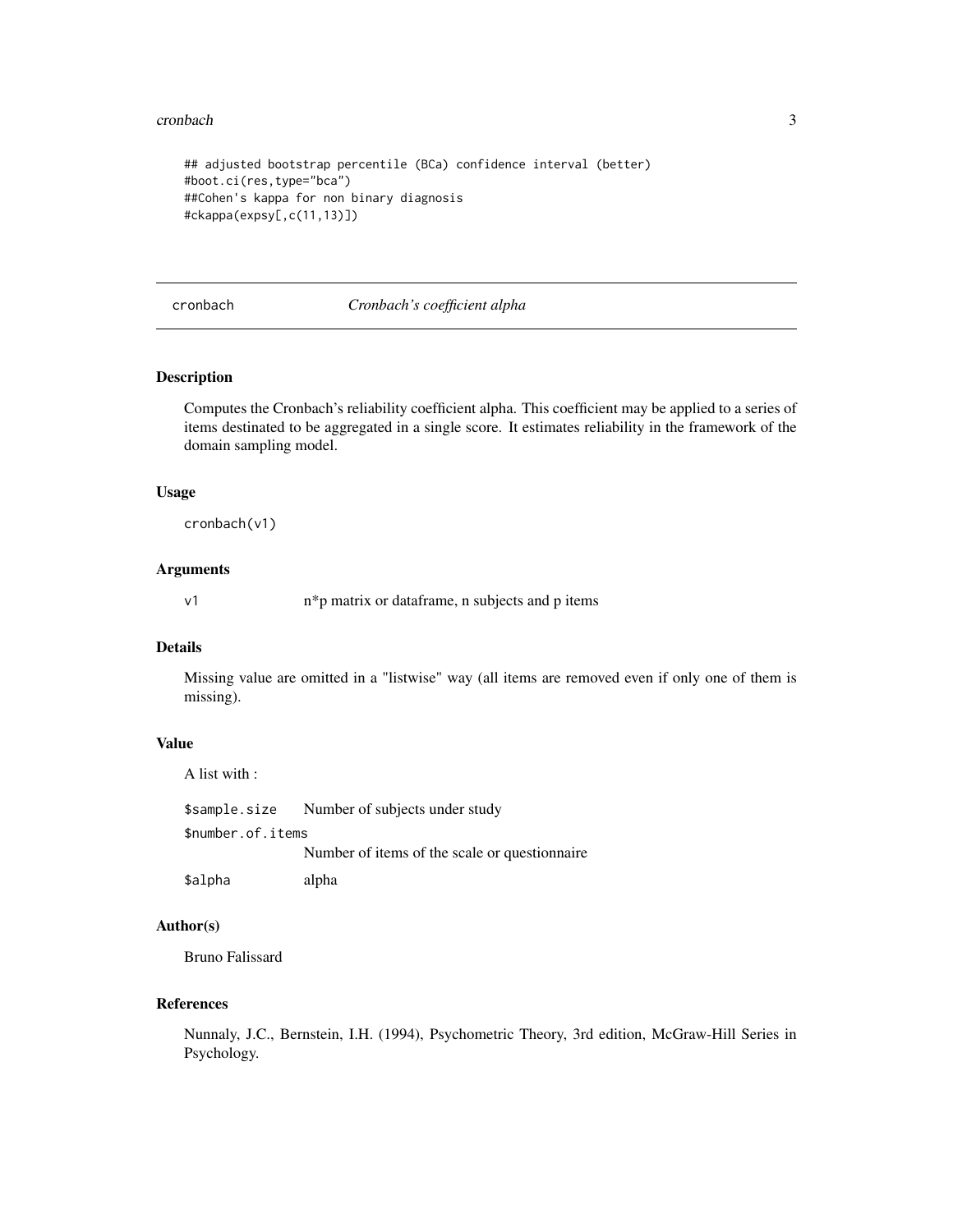```
## adjusted bootstrap percentile (BCa) confidence interval (better)
#boot.ci(res,type="bca")
##Cohen's kappa for non binary diagnosis
#ckappa(expsy[,c(11,13)])
```

---

## cronbach — *Cronbach's coefficient alpha*

---

### Description

Computes the Cronbach's reliability coefficient alpha. This coefficient may be applied to a series of items destinated to be aggregated in a single score. It estimates reliability in the framework of the domain sampling model.

### Usage

```
cronbach(v1)
```

### Arguments

| | |
|---|---|
| `v1` | n*p matrix or dataframe, n subjects and p items |

### Details

Missing value are omitted in a "listwise" way (all items are removed even if only one of them is missing).

### Value

A list with :

| | |
|---|---|
| `$sample.size` | Number of subjects under study |
| `$number.of.items` | Number of items of the scale or questionnaire |
| `$alpha` | alpha |

### Author(s)

Bruno Falissard

### References

Nunnaly, J.C., Bernstein, I.H. (1994), Psychometric Theory, 3rd edition, McGraw-Hill Series in Psychology.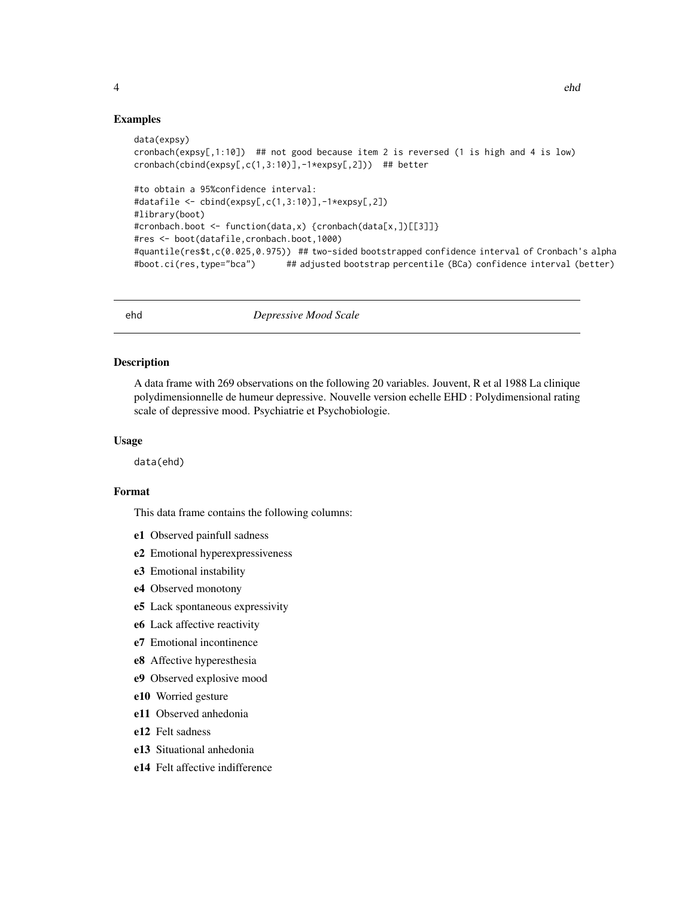## Examples

```
data(expsy)
cronbach(expsy[,1:10])  ## not good because item 2 is reversed (1 is high and 4 is low)
cronbach(cbind(expsy[,c(1,3:10)],-1*expsy[,2]))  ## better

#to obtain a 95%confidence interval:
#datafile <- cbind(expsy[,c(1,3:10)],-1*expsy[,2])
#library(boot)
#cronbach.boot <- function(data,x) {cronbach(data[x,])[[3]]}
#res <- boot(datafile,cronbach.boot,1000)
#quantile(res$t,c(0.025,0.975))  ## two-sided bootstrapped confidence interval of Cronbach's alpha
#boot.ci(res,type="bca")      ## adjusted bootstrap percentile (BCa) confidence interval (better)
```

---

# ehd — *Depressive Mood Scale*

## Description

A data frame with 269 observations on the following 20 variables. Jouvent, R et al 1988 La clinique polydimensionnelle de humeur depressive. Nouvelle version echelle EHD : Polydimensional rating scale of depressive mood. Psychiatrie et Psychobiologie.

## Usage

```
data(ehd)
```

## Format

This data frame contains the following columns:

- **e1** Observed painfull sadness
- **e2** Emotional hyperexpressiveness
- **e3** Emotional instability
- **e4** Observed monotony
- **e5** Lack spontaneous expressivity
- **e6** Lack affective reactivity
- **e7** Emotional incontinence
- **e8** Affective hyperesthesia
- **e9** Observed explosive mood
- **e10** Worried gesture
- **e11** Observed anhedonia
- **e12** Felt sadness
- **e13** Situational anhedonia
- **e14** Felt affective indifference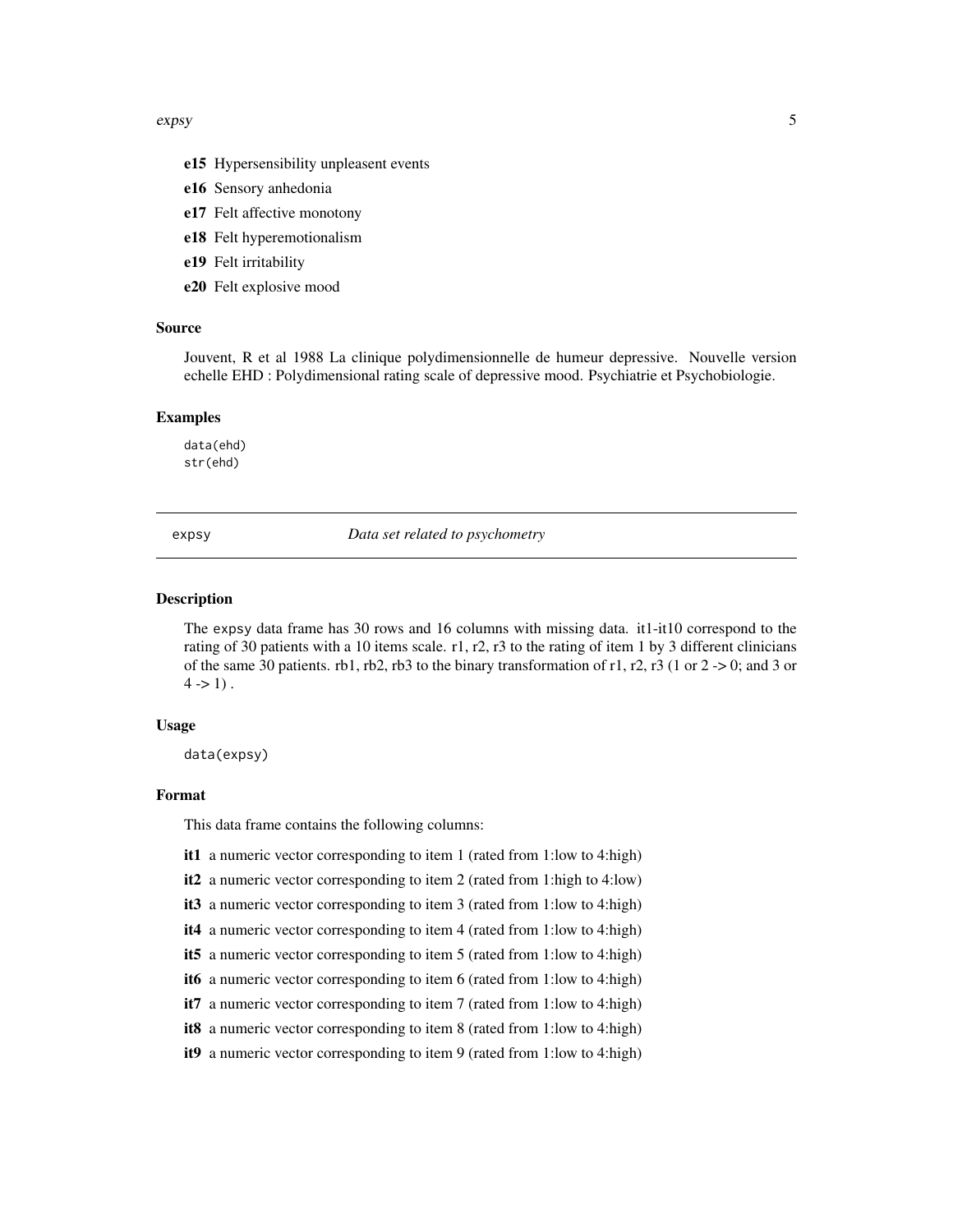**e15** Hypersensibility unpleasent events

**e16** Sensory anhedonia

**e17** Felt affective monotony

**e18** Felt hyperemotionalism

**e19** Felt irritability

**e20** Felt explosive mood

### Source

Jouvent, R et al 1988 La clinique polydimensionnelle de humeur depressive. Nouvelle version echelle EHD : Polydimensional rating scale of depressive mood. Psychiatrie et Psychobiologie.

### Examples

```
data(ehd)
str(ehd)
```

---

## expsy — *Data set related to psychometry*

### Description

The expsy data frame has 30 rows and 16 columns with missing data. it1-it10 correspond to the rating of 30 patients with a 10 items scale. r1, r2, r3 to the rating of item 1 by 3 different clinicians of the same 30 patients. rb1, rb2, rb3 to the binary transformation of r1, r2, r3 (1 or 2 -> 0; and 3 or 4 -> 1) .

### Usage

```
data(expsy)
```

### Format

This data frame contains the following columns:

**it1** a numeric vector corresponding to item 1 (rated from 1:low to 4:high)

**it2** a numeric vector corresponding to item 2 (rated from 1:high to 4:low)

**it3** a numeric vector corresponding to item 3 (rated from 1:low to 4:high)

**it4** a numeric vector corresponding to item 4 (rated from 1:low to 4:high)

**it5** a numeric vector corresponding to item 5 (rated from 1:low to 4:high)

**it6** a numeric vector corresponding to item 6 (rated from 1:low to 4:high)

**it7** a numeric vector corresponding to item 7 (rated from 1:low to 4:high)

**it8** a numeric vector corresponding to item 8 (rated from 1:low to 4:high)

**it9** a numeric vector corresponding to item 9 (rated from 1:low to 4:high)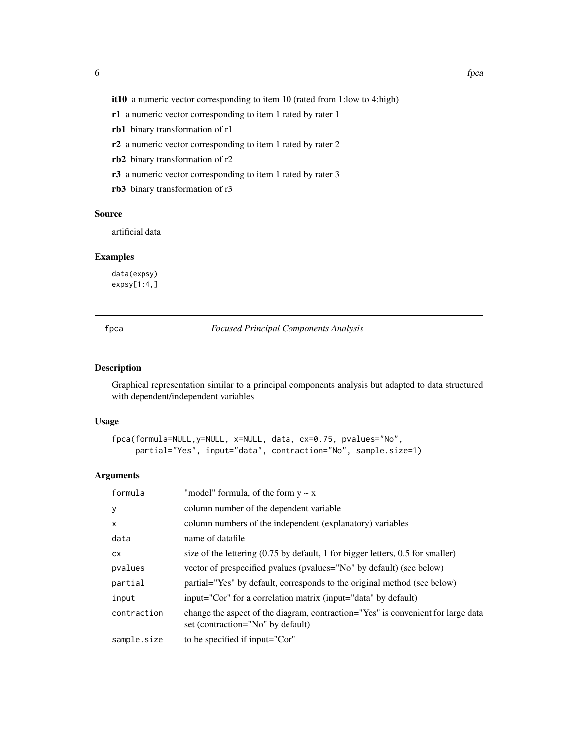**it10** a numeric vector corresponding to item 10 (rated from 1:low to 4:high)

**r1** a numeric vector corresponding to item 1 rated by rater 1

**rb1** binary transformation of r1

**r2** a numeric vector corresponding to item 1 rated by rater 2

**rb2** binary transformation of r2

**r3** a numeric vector corresponding to item 1 rated by rater 3

**rb3** binary transformation of r3

### Source

artificial data

### Examples

```
data(expsy)
expsy[1:4,]
```

---

## fpca — *Focused Principal Components Analysis*

---

### Description

Graphical representation similar to a principal components analysis but adapted to data structured with dependent/independent variables

### Usage

```
fpca(formula=NULL,y=NULL, x=NULL, data, cx=0.75, pvalues="No",
     partial="Yes", input="data", contraction="No", sample.size=1)
```

### Arguments

| | |
|---|---|
| `formula` | "model" formula, of the form y ~ x |
| `y` | column number of the dependent variable |
| `x` | column numbers of the independent (explanatory) variables |
| `data` | name of datafile |
| `cx` | size of the lettering (0.75 by default, 1 for bigger letters, 0.5 for smaller) |
| `pvalues` | vector of prespecified pvalues (pvalues="No" by default) (see below) |
| `partial` | partial="Yes" by default, corresponds to the original method (see below) |
| `input` | input="Cor" for a correlation matrix (input="data" by default) |
| `contraction` | change the aspect of the diagram, contraction="Yes" is convenient for large data set (contraction="No" by default) |
| `sample.size` | to be specified if input="Cor" |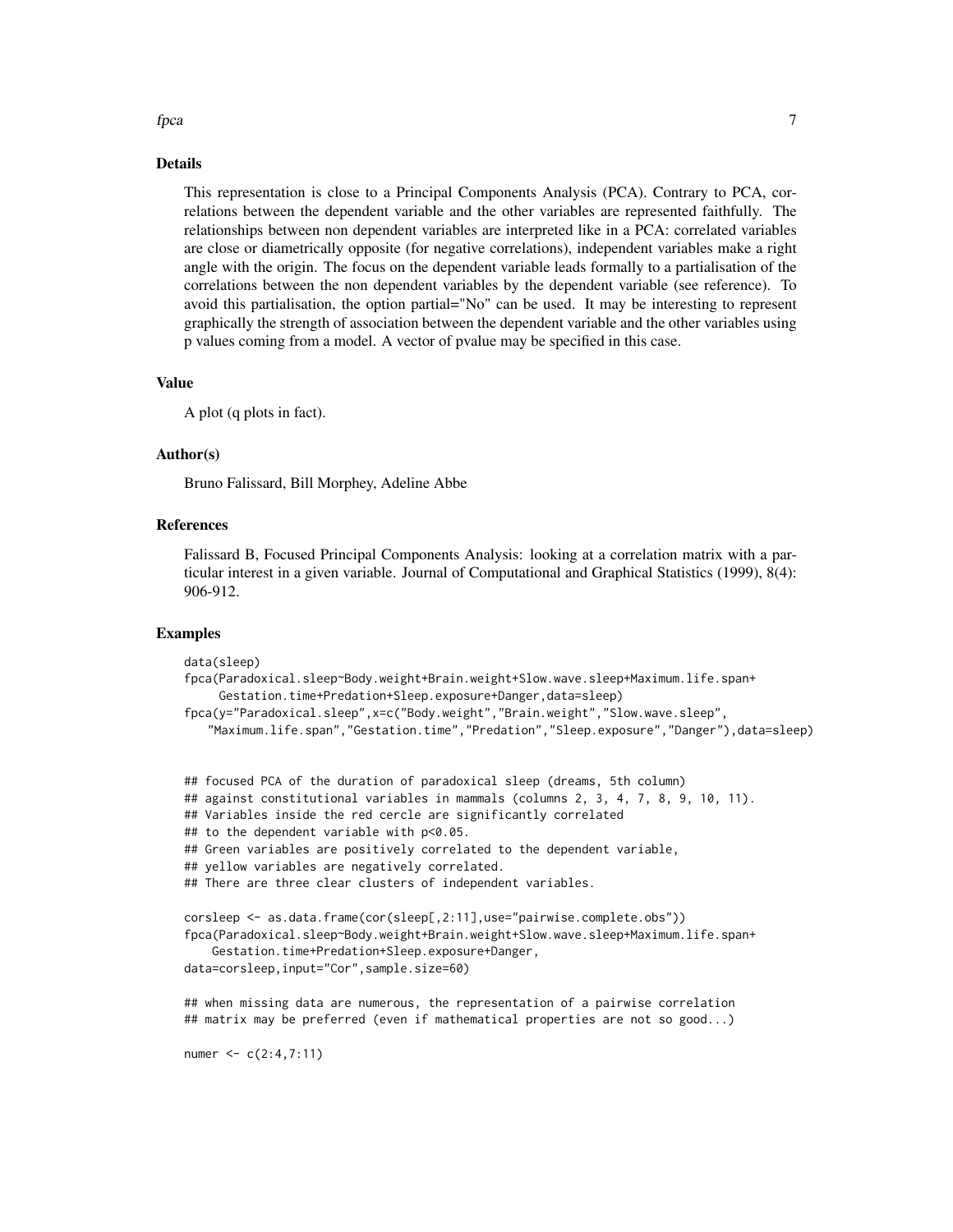## Details

This representation is close to a Principal Components Analysis (PCA). Contrary to PCA, correlations between the dependent variable and the other variables are represented faithfully. The relationships between non dependent variables are interpreted like in a PCA: correlated variables are close or diametrically opposite (for negative correlations), independent variables make a right angle with the origin. The focus on the dependent variable leads formally to a partialisation of the correlations between the non dependent variables by the dependent variable (see reference). To avoid this partialisation, the option partial="No" can be used. It may be interesting to represent graphically the strength of association between the dependent variable and the other variables using p values coming from a model. A vector of pvalue may be specified in this case.

## Value

A plot (q plots in fact).

## Author(s)

Bruno Falissard, Bill Morphey, Adeline Abbe

## References

Falissard B, Focused Principal Components Analysis: looking at a correlation matrix with a particular interest in a given variable. Journal of Computational and Graphical Statistics (1999), 8(4): 906-912.

## Examples

```
data(sleep)
fpca(Paradoxical.sleep~Body.weight+Brain.weight+Slow.wave.sleep+Maximum.life.span+
     Gestation.time+Predation+Sleep.exposure+Danger,data=sleep)
fpca(y="Paradoxical.sleep",x=c("Body.weight","Brain.weight","Slow.wave.sleep",
   "Maximum.life.span","Gestation.time","Predation","Sleep.exposure","Danger"),data=sleep)


## focused PCA of the duration of paradoxical sleep (dreams, 5th column)
## against constitutional variables in mammals (columns 2, 3, 4, 7, 8, 9, 10, 11).
## Variables inside the red cercle are significantly correlated
## to the dependent variable with p<0.05.
## Green variables are positively correlated to the dependent variable,
## yellow variables are negatively correlated.
## There are three clear clusters of independent variables.

corsleep <- as.data.frame(cor(sleep[,2:11],use="pairwise.complete.obs"))
fpca(Paradoxical.sleep~Body.weight+Brain.weight+Slow.wave.sleep+Maximum.life.span+
    Gestation.time+Predation+Sleep.exposure+Danger,
data=corsleep,input="Cor",sample.size=60)

## when missing data are numerous, the representation of a pairwise correlation
## matrix may be preferred (even if mathematical properties are not so good...)

numer <- c(2:4,7:11)
```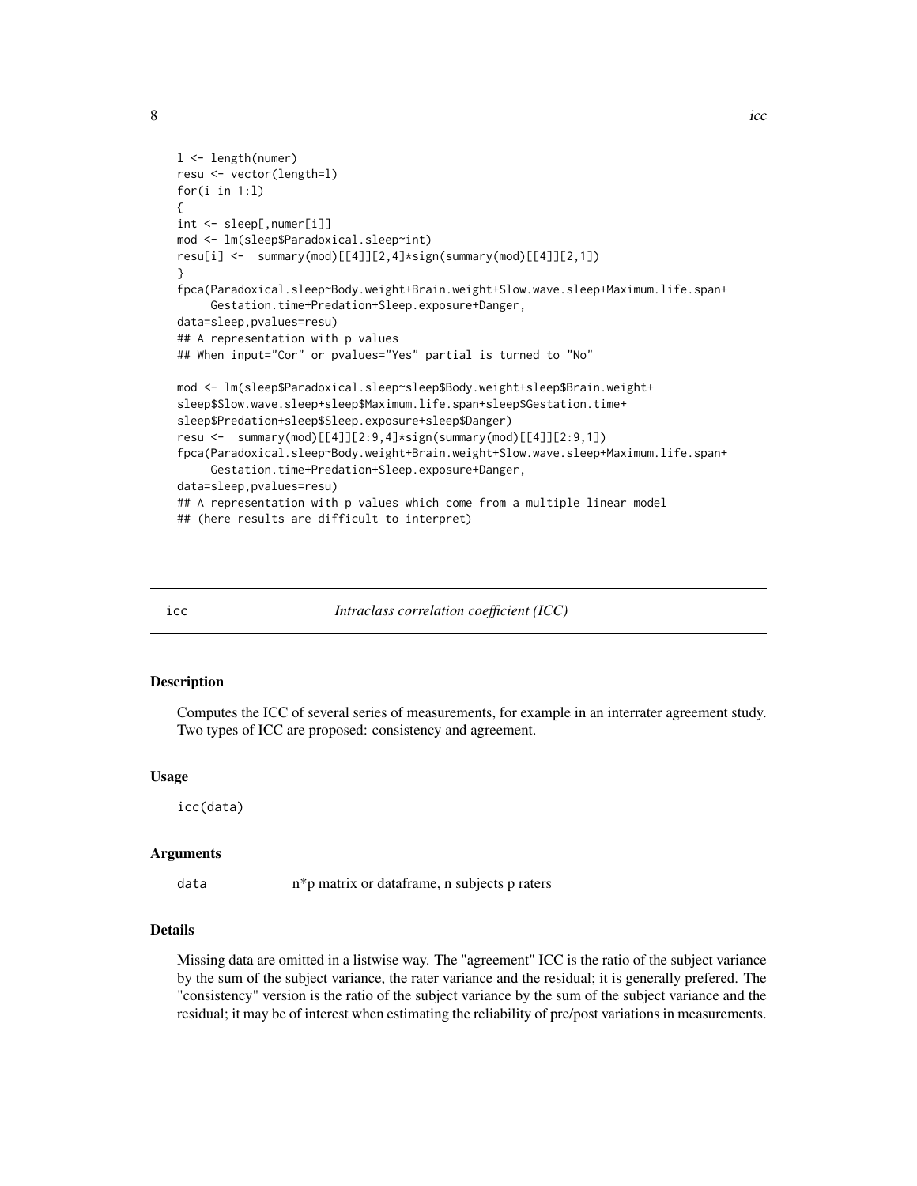```
l <- length(numer)
resu <- vector(length=l)
for(i in 1:l)
{
int <- sleep[,numer[i]]
mod <- lm(sleep$Paradoxical.sleep~int)
resu[i] <-  summary(mod)[[4]][2,4]*sign(summary(mod)[[4]][2,1])
}
fpca(Paradoxical.sleep~Body.weight+Brain.weight+Slow.wave.sleep+Maximum.life.span+
     Gestation.time+Predation+Sleep.exposure+Danger,
data=sleep,pvalues=resu)
## A representation with p values
## When input="Cor" or pvalues="Yes" partial is turned to "No"

mod <- lm(sleep$Paradoxical.sleep~sleep$Body.weight+sleep$Brain.weight+
sleep$Slow.wave.sleep+sleep$Maximum.life.span+sleep$Gestation.time+
sleep$Predation+sleep$Sleep.exposure+sleep$Danger)
resu <-  summary(mod)[[4]][2:9,4]*sign(summary(mod)[[4]][2:9,1])
fpca(Paradoxical.sleep~Body.weight+Brain.weight+Slow.wave.sleep+Maximum.life.span+
     Gestation.time+Predation+Sleep.exposure+Danger,
data=sleep,pvalues=resu)
## A representation with p values which come from a multiple linear model
## (here results are difficult to interpret)
```

---

## icc — *Intraclass correlation coefficient (ICC)*

### Description

Computes the ICC of several series of measurements, for example in an interrater agreement study. Two types of ICC are proposed: consistency and agreement.

### Usage

```
icc(data)
```

### Arguments

| | |
|---|---|
| `data` | n*p matrix or dataframe, n subjects p raters |

### Details

Missing data are omitted in a listwise way. The "agreement" ICC is the ratio of the subject variance by the sum of the subject variance, the rater variance and the residual; it is generally prefered. The "consistency" version is the ratio of the subject variance by the sum of the subject variance and the residual; it may be of interest when estimating the reliability of pre/post variations in measurements.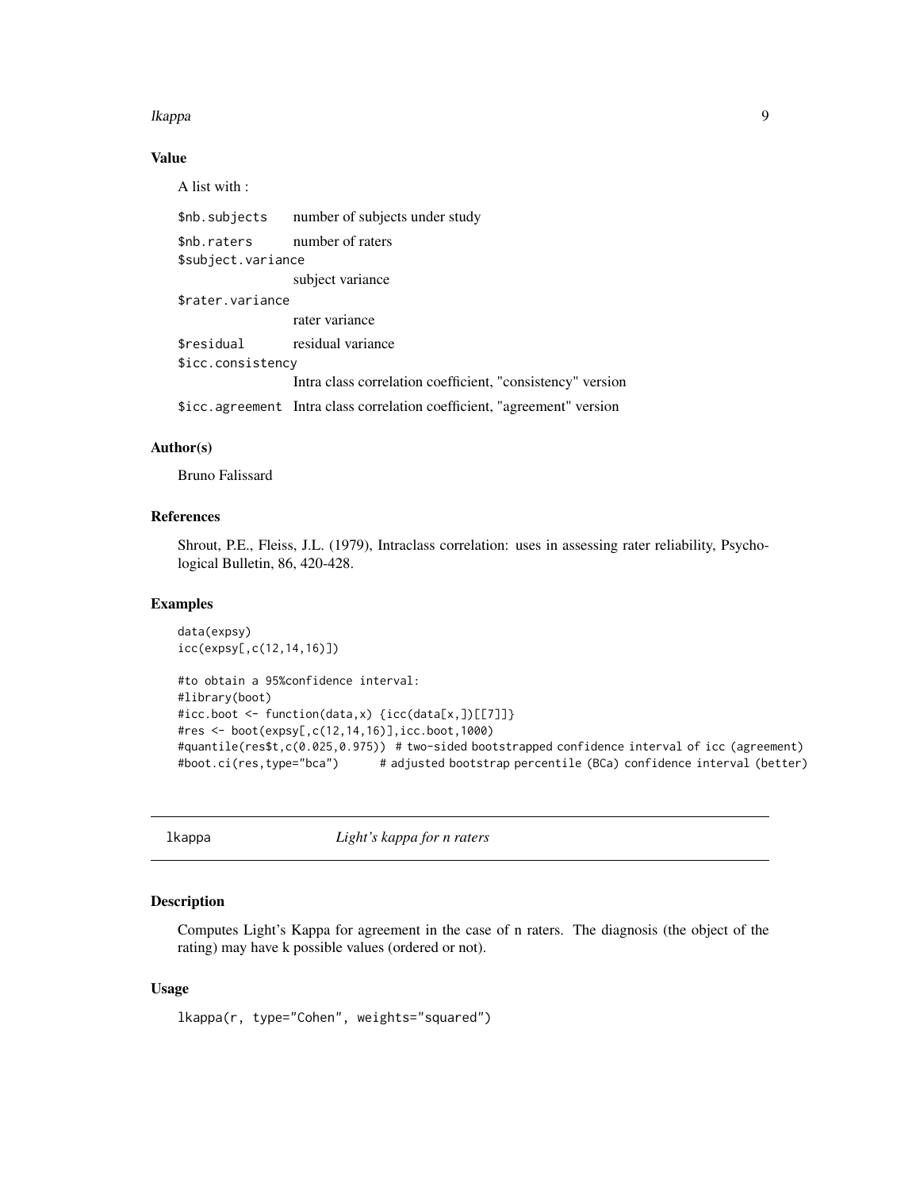### Value

A list with :

| | |
|---|---|
| `$nb.subjects` | number of subjects under study |
| `$nb.raters` | number of raters |
| `$subject.variance` | subject variance |
| `$rater.variance` | rater variance |
| `$residual` | residual variance |
| `$icc.consistency` | Intra class correlation coefficient, "consistency" version |
| `$icc.agreement` | Intra class correlation coefficient, "agreement" version |

### Author(s)

Bruno Falissard

### References

Shrout, P.E., Fleiss, J.L. (1979), Intraclass correlation: uses in assessing rater reliability, Psychological Bulletin, 86, 420-428.

### Examples

```
data(expsy)
icc(expsy[,c(12,14,16)])

#to obtain a 95%confidence interval:
#library(boot)
#icc.boot <- function(data,x) {icc(data[x,])[[7]]}
#res <- boot(expsy[,c(12,14,16)],icc.boot,1000)
#quantile(res$t,c(0.025,0.975))  # two-sided bootstrapped confidence interval of icc (agreement)
#boot.ci(res,type="bca")       # adjusted bootstrap percentile (BCa) confidence interval (better)
```

---

## lkappa — *Light's kappa for n raters*

### Description

Computes Light's Kappa for agreement in the case of n raters. The diagnosis (the object of the rating) may have k possible values (ordered or not).

### Usage

```
lkappa(r, type="Cohen", weights="squared")
```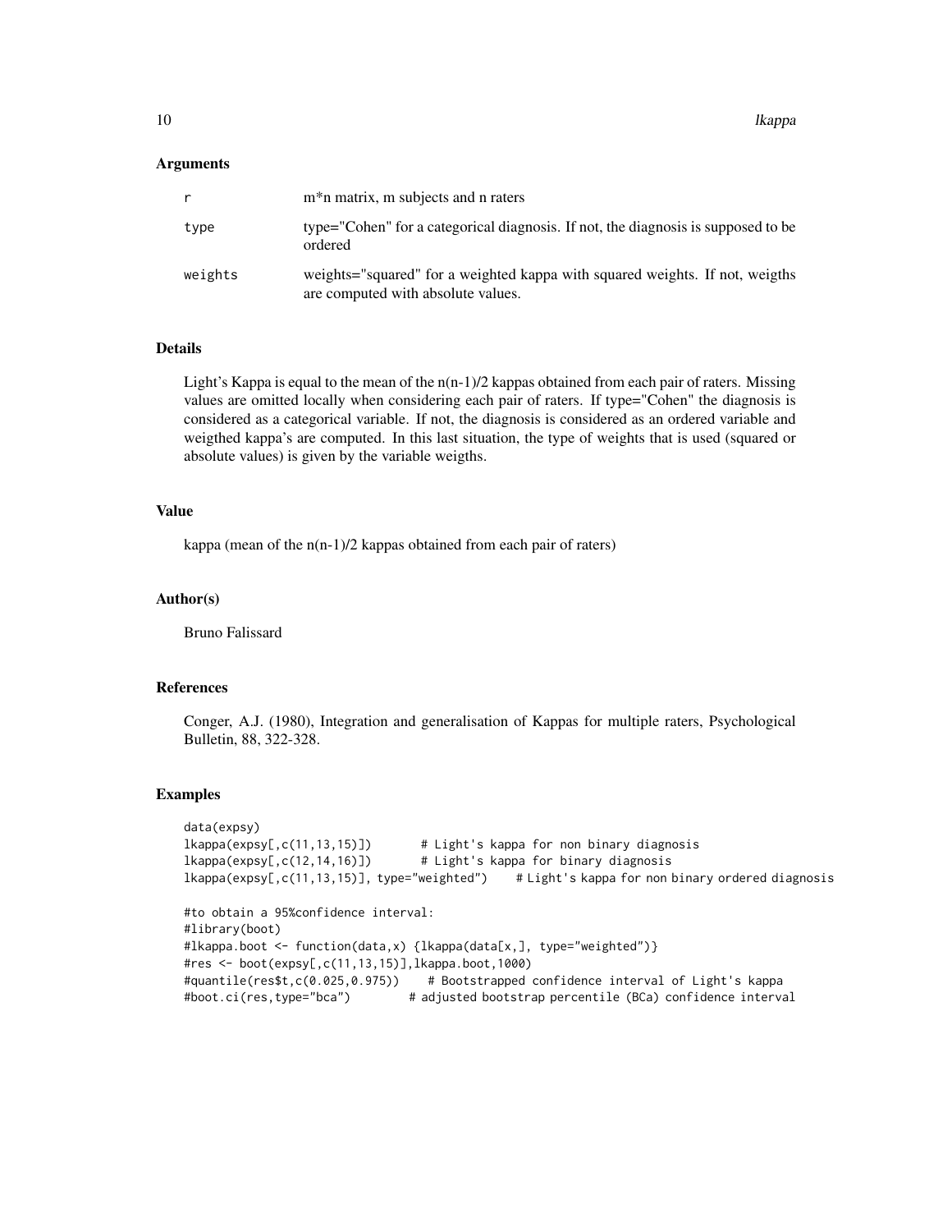### Arguments

| | |
|---|---|
| r | m*n matrix, m subjects and n raters |
| type | type="Cohen" for a categorical diagnosis. If not, the diagnosis is supposed to be ordered |
| weights | weights="squared" for a weighted kappa with squared weights. If not, weigths are computed with absolute values. |

### Details

Light's Kappa is equal to the mean of the n(n-1)/2 kappas obtained from each pair of raters. Missing values are omitted locally when considering each pair of raters. If type="Cohen" the diagnosis is considered as a categorical variable. If not, the diagnosis is considered as an ordered variable and weigthed kappa's are computed. In this last situation, the type of weights that is used (squared or absolute values) is given by the variable weigths.

### Value

kappa (mean of the n(n-1)/2 kappas obtained from each pair of raters)

### Author(s)

Bruno Falissard

### References

Conger, A.J. (1980), Integration and generalisation of Kappas for multiple raters, Psychological Bulletin, 88, 322-328.

### Examples

```
data(expsy)
lkappa(expsy[,c(11,13,15)])       # Light's kappa for non binary diagnosis
lkappa(expsy[,c(12,14,16)])       # Light's kappa for binary diagnosis
lkappa(expsy[,c(11,13,15)], type="weighted")    # Light's kappa for non binary ordered diagnosis

#to obtain a 95%confidence interval:
#library(boot)
#lkappa.boot <- function(data,x) {lkappa(data[x,], type="weighted")}
#res <- boot(expsy[,c(11,13,15)],lkappa.boot,1000)
#quantile(res$t,c(0.025,0.975))    # Bootstrapped confidence interval of Light's kappa
#boot.ci(res,type="bca")        # adjusted bootstrap percentile (BCa) confidence interval
```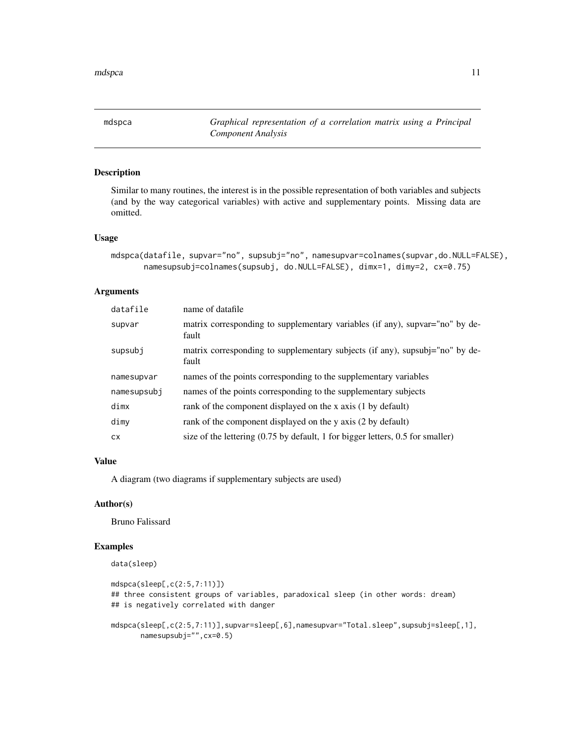# mdspca

*Graphical representation of a correlation matrix using a Principal Component Analysis*

## Description

Similar to many routines, the interest is in the possible representation of both variables and subjects (and by the way categorical variables) with active and supplementary points. Missing data are omitted.

## Usage

```
mdspca(datafile, supvar="no", supsubj="no", namesupvar=colnames(supvar,do.NULL=FALSE),
       namesupsubj=colnames(supsubj, do.NULL=FALSE), dimx=1, dimy=2, cx=0.75)
```

## Arguments

| | |
|---|---|
| datafile | name of datafile |
| supvar | matrix corresponding to supplementary variables (if any), supvar="no" by default |
| supsubj | matrix corresponding to supplementary subjects (if any), supsubj="no" by default |
| namesupvar | names of the points corresponding to the supplementary variables |
| namesupsubj | names of the points corresponding to the supplementary subjects |
| dimx | rank of the component displayed on the x axis (1 by default) |
| dimy | rank of the component displayed on the y axis (2 by default) |
| cx | size of the lettering (0.75 by default, 1 for bigger letters, 0.5 for smaller) |

## Value

A diagram (two diagrams if supplementary subjects are used)

## Author(s)

Bruno Falissard

## Examples

```
data(sleep)

mdspca(sleep[,c(2:5,7:11)])
## three consistent groups of variables, paradoxical sleep (in other words: dream)
## is negatively correlated with danger

mdspca(sleep[,c(2:5,7:11)],supvar=sleep[,6],namesupvar="Total.sleep",supsubj=sleep[,1],
       namesupsubj="",cx=0.5)
```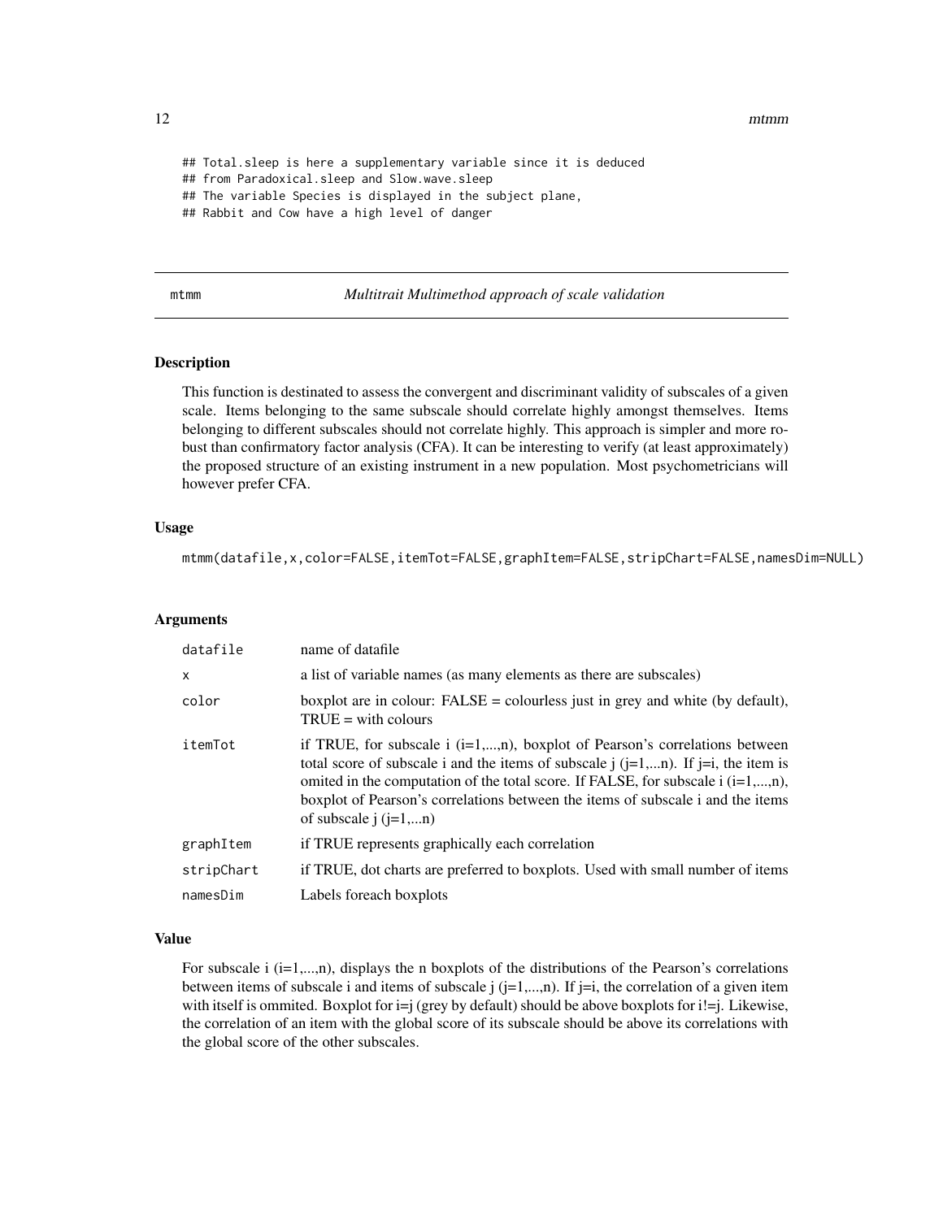```
## Total.sleep is here a supplementary variable since it is deduced
## from Paradoxical.sleep and Slow.wave.sleep
## The variable Species is displayed in the subject plane,
## Rabbit and Cow have a high level of danger
```

---

mtmm — *Multitrait Multimethod approach of scale validation*

---

## Description

This function is destinated to assess the convergent and discriminant validity of subscales of a given scale. Items belonging to the same subscale should correlate highly amongst themselves. Items belonging to different subscales should not correlate highly. This approach is simpler and more robust than confirmatory factor analysis (CFA). It can be interesting to verify (at least approximately) the proposed structure of an existing instrument in a new population. Most psychometricians will however prefer CFA.

## Usage

```
mtmm(datafile,x,color=FALSE,itemTot=FALSE,graphItem=FALSE,stripChart=FALSE,namesDim=NULL)
```

## Arguments

| | |
|---|---|
| `datafile` | name of datafile |
| `x` | a list of variable names (as many elements as there are subscales) |
| `color` | boxplot are in colour: FALSE = colourless just in grey and white (by default), TRUE = with colours |
| `itemTot` | if TRUE, for subscale i (i=1,...,n), boxplot of Pearson's correlations between total score of subscale i and the items of subscale j (j=1,...n). If j=i, the item is omited in the computation of the total score. If FALSE, for subscale i (i=1,...,n), boxplot of Pearson's correlations between the items of subscale i and the items of subscale j (j=1,...n) |
| `graphItem` | if TRUE represents graphically each correlation |
| `stripChart` | if TRUE, dot charts are preferred to boxplots. Used with small number of items |
| `namesDim` | Labels foreach boxplots |

## Value

For subscale i (i=1,...,n), displays the n boxplots of the distributions of the Pearson's correlations between items of subscale i and items of subscale j (j=1,...,n). If j=i, the correlation of a given item with itself is ommited. Boxplot for i=j (grey by default) should be above boxplots for i!=j. Likewise, the correlation of an item with the global score of its subscale should be above its correlations with the global score of the other subscales.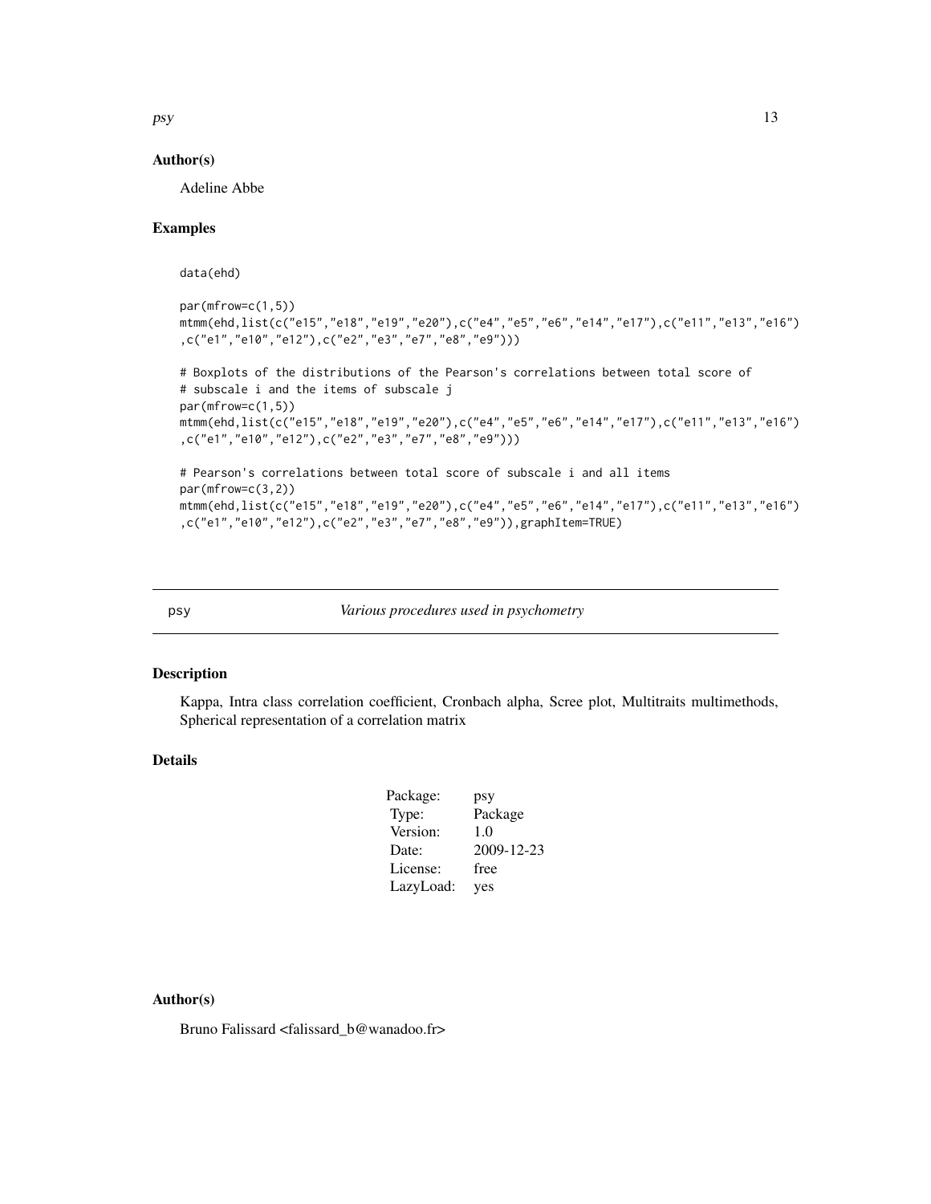### Author(s)

Adeline Abbe

### Examples

```
data(ehd)

par(mfrow=c(1,5))
mtmm(ehd,list(c("e15","e18","e19","e20"),c("e4","e5","e6","e14","e17"),c("e11","e13","e16")
,c("e1","e10","e12"),c("e2","e3","e7","e8","e9")))

# Boxplots of the distributions of the Pearson's correlations between total score of
# subscale i and the items of subscale j
par(mfrow=c(1,5))
mtmm(ehd,list(c("e15","e18","e19","e20"),c("e4","e5","e6","e14","e17"),c("e11","e13","e16")
,c("e1","e10","e12"),c("e2","e3","e7","e8","e9")))

# Pearson's correlations between total score of subscale i and all items
par(mfrow=c(3,2))
mtmm(ehd,list(c("e15","e18","e19","e20"),c("e4","e5","e6","e14","e17"),c("e11","e13","e16")
,c("e1","e10","e12"),c("e2","e3","e7","e8","e9")),graphItem=TRUE)
```

---

## psy &nbsp;&nbsp;&nbsp;&nbsp;&nbsp;&nbsp;&nbsp;&nbsp; *Various procedures used in psychometry*

---

### Description

Kappa, Intra class correlation coefficient, Cronbach alpha, Scree plot, Multitraits multimethods, Spherical representation of a correlation matrix

### Details

| | |
|---|---|
| Package: | psy |
| Type: | Package |
| Version: | 1.0 |
| Date: | 2009-12-23 |
| License: | free |
| LazyLoad: | yes |

### Author(s)

Bruno Falissard <falissard_b@wanadoo.fr>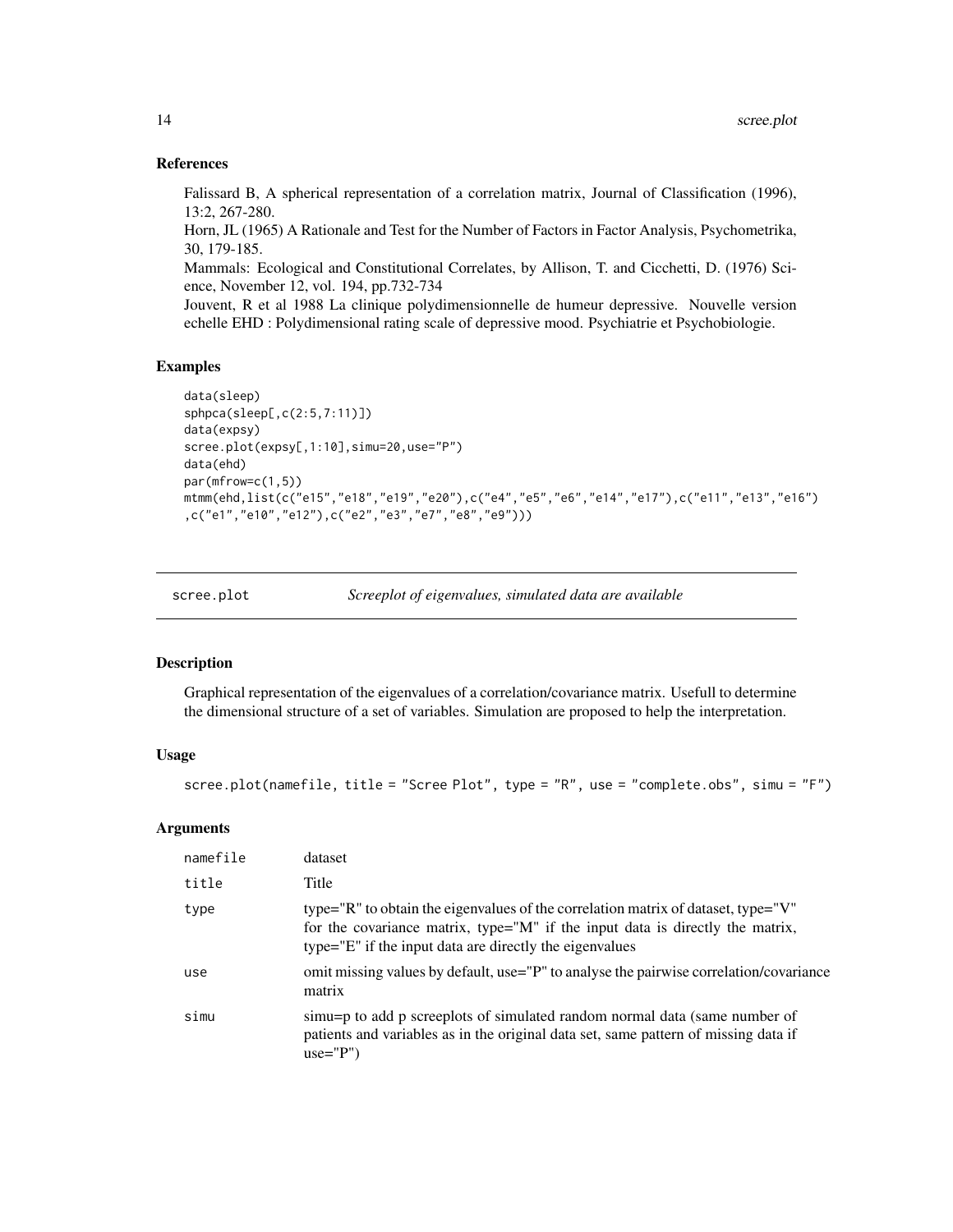### References

Falissard B, A spherical representation of a correlation matrix, Journal of Classification (1996), 13:2, 267-280.
Horn, JL (1965) A Rationale and Test for the Number of Factors in Factor Analysis, Psychometrika, 30, 179-185.
Mammals: Ecological and Constitutional Correlates, by Allison, T. and Cicchetti, D. (1976) Science, November 12, vol. 194, pp.732-734
Jouvent, R et al 1988 La clinique polydimensionnelle de humeur depressive. Nouvelle version echelle EHD : Polydimensional rating scale of depressive mood. Psychiatrie et Psychobiologie.

### Examples

```
data(sleep)
sphpca(sleep[,c(2:5,7:11)])
data(expsy)
scree.plot(expsy[,1:10],simu=20,use="P")
data(ehd)
par(mfrow=c(1,5))
mtmm(ehd,list(c("e15","e18","e19","e20"),c("e4","e5","e6","e14","e17"),c("e11","e13","e16")
,c("e1","e10","e12"),c("e2","e3","e7","e8","e9")))
```

---

## scree.plot — *Screeplot of eigenvalues, simulated data are available*

---

### Description

Graphical representation of the eigenvalues of a correlation/covariance matrix. Usefull to determine the dimensional structure of a set of variables. Simulation are proposed to help the interpretation.

### Usage

```
scree.plot(namefile, title = "Scree Plot", type = "R", use = "complete.obs", simu = "F")
```

### Arguments

| | |
|---|---|
| `namefile` | dataset |
| `title` | Title |
| `type` | type="R" to obtain the eigenvalues of the correlation matrix of dataset, type="V" for the covariance matrix, type="M" if the input data is directly the matrix, type="E" if the input data are directly the eigenvalues |
| `use` | omit missing values by default, use="P" to analyse the pairwise correlation/covariance matrix |
| `simu` | simu=p to add p screeplots of simulated random normal data (same number of patients and variables as in the original data set, same pattern of missing data if use="P") |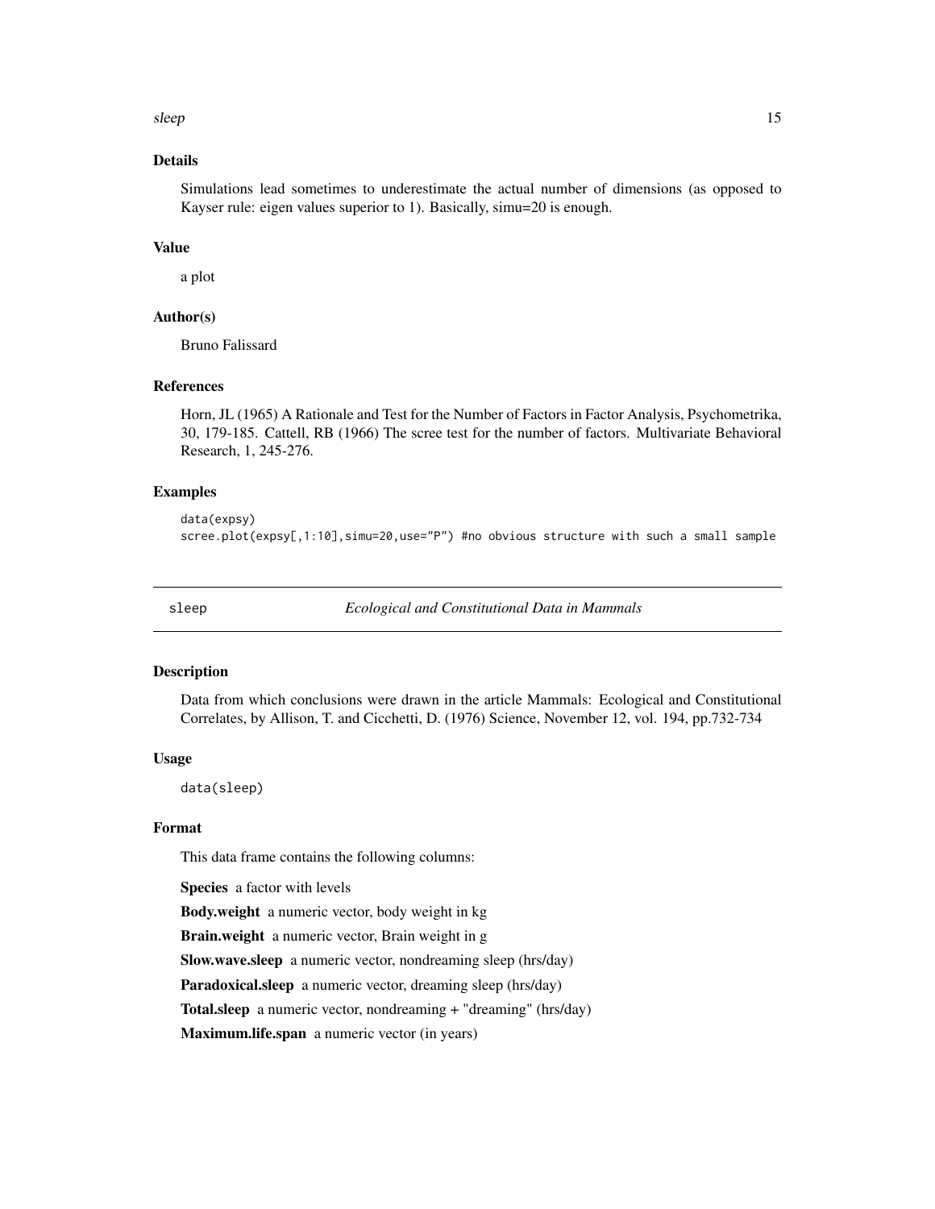### Details

Simulations lead sometimes to underestimate the actual number of dimensions (as opposed to Kayser rule: eigen values superior to 1). Basically, simu=20 is enough.

### Value

a plot

### Author(s)

Bruno Falissard

### References

Horn, JL (1965) A Rationale and Test for the Number of Factors in Factor Analysis, Psychometrika, 30, 179-185. Cattell, RB (1966) The scree test for the number of factors. Multivariate Behavioral Research, 1, 245-276.

### Examples

```
data(expsy)
scree.plot(expsy[,1:10],simu=20,use="P") #no obvious structure with such a small sample
```

---

## sleep *Ecological and Constitutional Data in Mammals*

---

### Description

Data from which conclusions were drawn in the article Mammals: Ecological and Constitutional Correlates, by Allison, T. and Cicchetti, D. (1976) Science, November 12, vol. 194, pp.732-734

### Usage

```
data(sleep)
```

### Format

This data frame contains the following columns:

**Species** a factor with levels

**Body.weight** a numeric vector, body weight in kg

**Brain.weight** a numeric vector, Brain weight in g

**Slow.wave.sleep** a numeric vector, nondreaming sleep (hrs/day)

**Paradoxical.sleep** a numeric vector, dreaming sleep (hrs/day)

**Total.sleep** a numeric vector, nondreaming + "dreaming" (hrs/day)

**Maximum.life.span** a numeric vector (in years)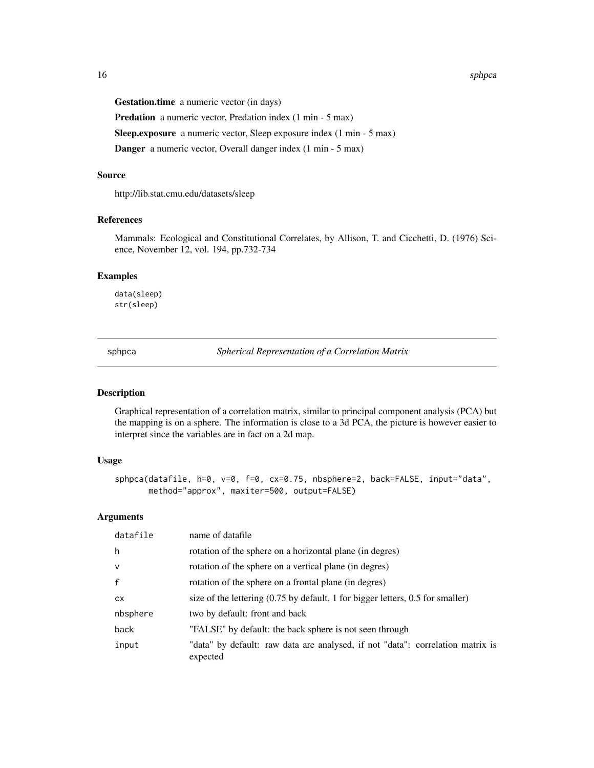**Gestation.time** a numeric vector (in days)

**Predation** a numeric vector, Predation index (1 min - 5 max)

**Sleep.exposure** a numeric vector, Sleep exposure index (1 min - 5 max)

**Danger** a numeric vector, Overall danger index (1 min - 5 max)

### Source

http://lib.stat.cmu.edu/datasets/sleep

### References

Mammals: Ecological and Constitutional Correlates, by Allison, T. and Cicchetti, D. (1976) Science, November 12, vol. 194, pp.732-734

### Examples

```
data(sleep)
str(sleep)
```

---

## sphpca *Spherical Representation of a Correlation Matrix*

---

### Description

Graphical representation of a correlation matrix, similar to principal component analysis (PCA) but the mapping is on a sphere. The information is close to a 3d PCA, the picture is however easier to interpret since the variables are in fact on a 2d map.

### Usage

```
sphpca(datafile, h=0, v=0, f=0, cx=0.75, nbsphere=2, back=FALSE, input="data",
       method="approx", maxiter=500, output=FALSE)
```

### Arguments

| | |
|---|---|
| `datafile` | name of datafile |
| `h` | rotation of the sphere on a horizontal plane (in degres) |
| `v` | rotation of the sphere on a vertical plane (in degres) |
| `f` | rotation of the sphere on a frontal plane (in degres) |
| `cx` | size of the lettering (0.75 by default, 1 for bigger letters, 0.5 for smaller) |
| `nbsphere` | two by default: front and back |
| `back` | "FALSE" by default: the back sphere is not seen through |
| `input` | "data" by default: raw data are analysed, if not "data": correlation matrix is expected |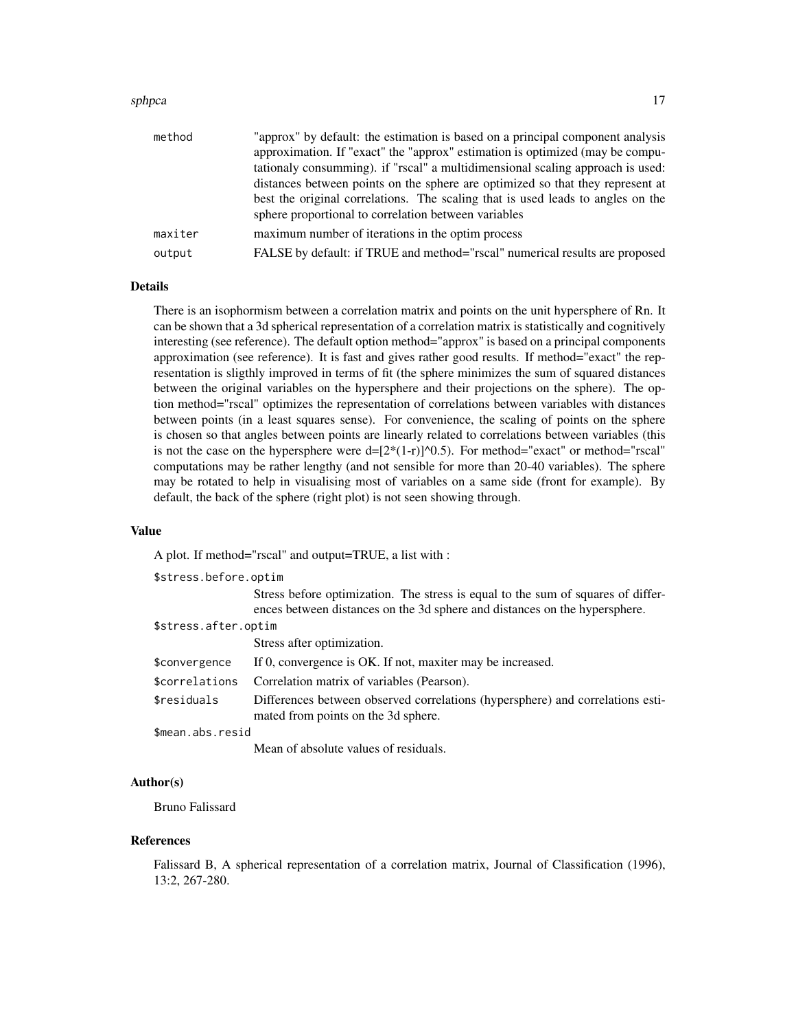| | |
|---|---|
| `method` | "approx" by default: the estimation is based on a principal component analysis approximation. If "exact" the "approx" estimation is optimized (may be computationaly consumming). if "rscal" a multidimensional scaling approach is used: distances between points on the sphere are optimized so that they represent at best the original correlations. The scaling that is used leads to angles on the sphere proportional to correlation between variables |
| `maxiter` | maximum number of iterations in the optim process |
| `output` | FALSE by default: if TRUE and method="rscal" numerical results are proposed |

## Details

There is an isophormism between a correlation matrix and points on the unit hypersphere of Rn. It can be shown that a 3d spherical representation of a correlation matrix is statistically and cognitively interesting (see reference). The default option method="approx" is based on a principal components approximation (see reference). It is fast and gives rather good results. If method="exact" the representation is sligthly improved in terms of fit (the sphere minimizes the sum of squared distances between the original variables on the hypersphere and their projections on the sphere). The option method="rscal" optimizes the representation of correlations between variables with distances between points (in a least squares sense). For convenience, the scaling of points on the sphere is chosen so that angles between points are linearly related to correlations between variables (this is not the case on the hypersphere were d=[2*(1-r)]^0.5). For method="exact" or method="rscal" computations may be rather lengthy (and not sensible for more than 20-40 variables). The sphere may be rotated to help in visualising most of variables on a same side (front for example). By default, the back of the sphere (right plot) is not seen showing through.

## Value

A plot. If method="rscal" and output=TRUE, a list with :

`$stress.before.optim`
: Stress before optimization. The stress is equal to the sum of squares of differences between distances on the 3d sphere and distances on the hypersphere.

`$stress.after.optim`
: Stress after optimization.

`$convergence`
: If 0, convergence is OK. If not, maxiter may be increased.

`$correlations`
: Correlation matrix of variables (Pearson).

`$residuals`
: Differences between observed correlations (hypersphere) and correlations estimated from points on the 3d sphere.

`$mean.abs.resid`
: Mean of absolute values of residuals.

## Author(s)

Bruno Falissard

## References

Falissard B, A spherical representation of a correlation matrix, Journal of Classification (1996), 13:2, 267-280.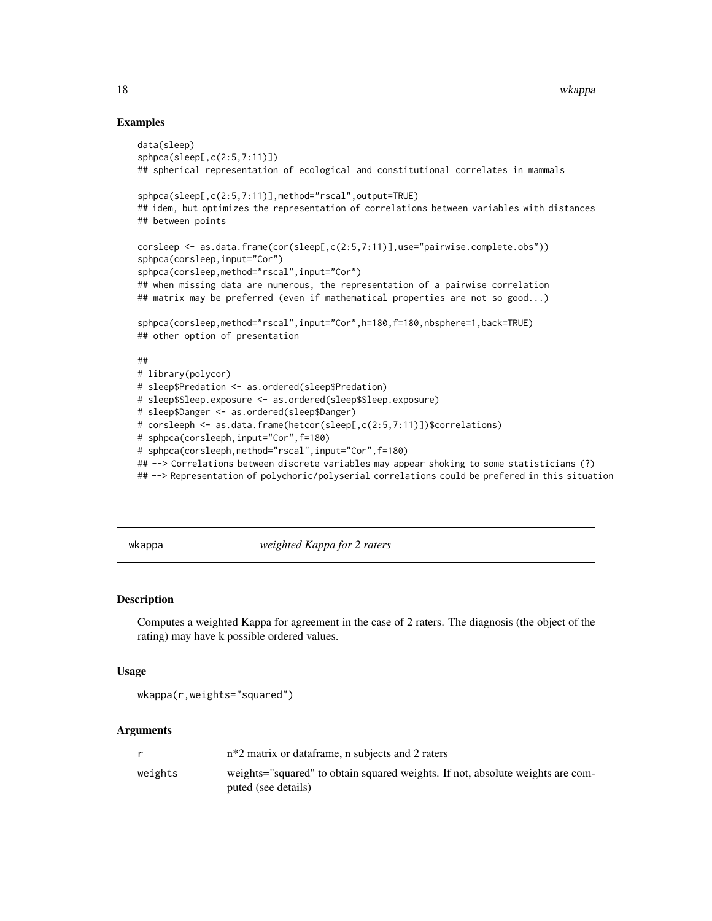## Examples

```
data(sleep)
sphpca(sleep[,c(2:5,7:11)])
## spherical representation of ecological and constitutional correlates in mammals

sphpca(sleep[,c(2:5,7:11)],method="rscal",output=TRUE)
## idem, but optimizes the representation of correlations between variables with distances
## between points

corsleep <- as.data.frame(cor(sleep[,c(2:5,7:11)],use="pairwise.complete.obs"))
sphpca(corsleep,input="Cor")
sphpca(corsleep,method="rscal",input="Cor")
## when missing data are numerous, the representation of a pairwise correlation
## matrix may be preferred (even if mathematical properties are not so good...)

sphpca(corsleep,method="rscal",input="Cor",h=180,f=180,nbsphere=1,back=TRUE)
## other option of presentation

##
# library(polycor)
# sleep$Predation <- as.ordered(sleep$Predation)
# sleep$Sleep.exposure <- as.ordered(sleep$Sleep.exposure)
# sleep$Danger <- as.ordered(sleep$Danger)
# corsleeph <- as.data.frame(hetcor(sleep[,c(2:5,7:11)])$correlations)
# sphpca(corsleeph,input="Cor",f=180)
# sphpca(corsleeph,method="rscal",input="Cor",f=180)
## --> Correlations between discrete variables may appear shoking to some statisticians (?)
## --> Representation of polychoric/polyserial correlations could be prefered in this situation
```

---

# wkappa — *weighted Kappa for 2 raters*

---

## Description

Computes a weighted Kappa for agreement in the case of 2 raters. The diagnosis (the object of the rating) may have k possible ordered values.

## Usage

```
wkappa(r,weights="squared")
```

## Arguments

| | |
|---|---|
| r | n*2 matrix or dataframe, n subjects and 2 raters |
| weights | weights="squared" to obtain squared weights. If not, absolute weights are computed (see details) |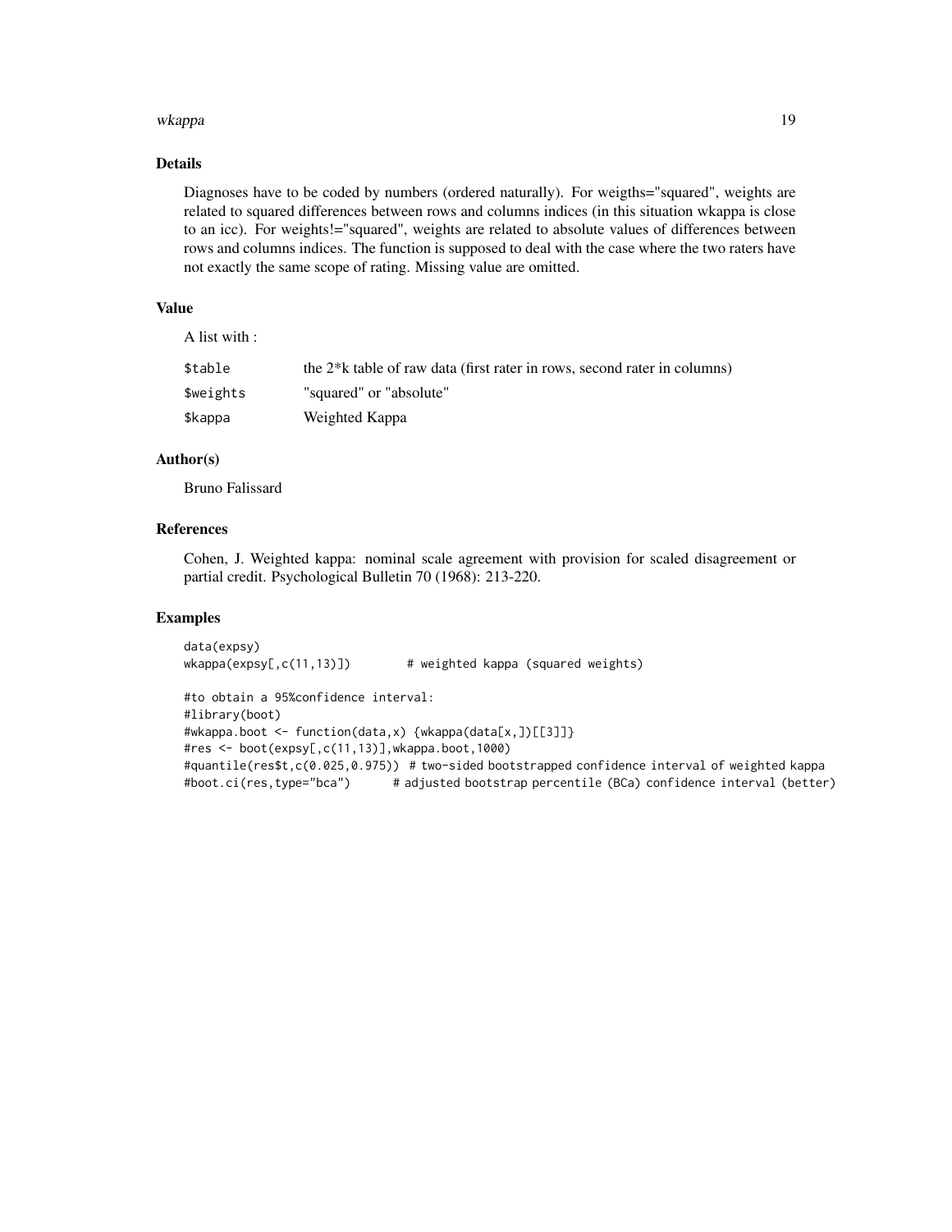### Details

Diagnoses have to be coded by numbers (ordered naturally). For weigths="squared", weights are related to squared differences between rows and columns indices (in this situation wkappa is close to an icc). For weights!="squared", weights are related to absolute values of differences between rows and columns indices. The function is supposed to deal with the case where the two raters have not exactly the same scope of rating. Missing value are omitted.

### Value

A list with :

| | |
|---|---|
| `$table` | the 2*k table of raw data (first rater in rows, second rater in columns) |
| `$weights` | "squared" or "absolute" |
| `$kappa` | Weighted Kappa |

### Author(s)

Bruno Falissard

### References

Cohen, J. Weighted kappa: nominal scale agreement with provision for scaled disagreement or partial credit. Psychological Bulletin 70 (1968): 213-220.

### Examples

```
data(expsy)
wkappa(expsy[,c(11,13)])        # weighted kappa (squared weights)

#to obtain a 95%confidence interval:
#library(boot)
#wkappa.boot <- function(data,x) {wkappa(data[x,])[[3]]}
#res <- boot(expsy[,c(11,13)],wkappa.boot,1000)
#quantile(res$t,c(0.025,0.975))  # two-sided bootstrapped confidence interval of weighted kappa
#boot.ci(res,type="bca")      # adjusted bootstrap percentile (BCa) confidence interval (better)
```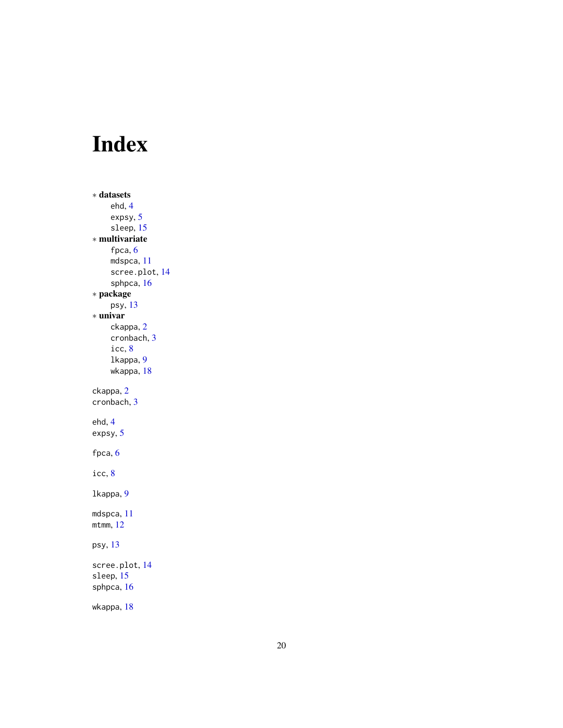# Index

∗ **datasets**
- ehd, 4
- expsy, 5
- sleep, 15

∗ **multivariate**
- fpca, 6
- mdspca, 11
- scree.plot, 14
- sphpca, 16

∗ **package**
- psy, 13

∗ **univar**
- ckappa, 2
- cronbach, 3
- icc, 8
- lkappa, 9
- wkappa, 18

ckappa, 2
cronbach, 3

ehd, 4
expsy, 5

fpca, 6

icc, 8

lkappa, 9

mdspca, 11
mtmm, 12

psy, 13

scree.plot, 14
sleep, 15
sphpca, 16

wkappa, 18